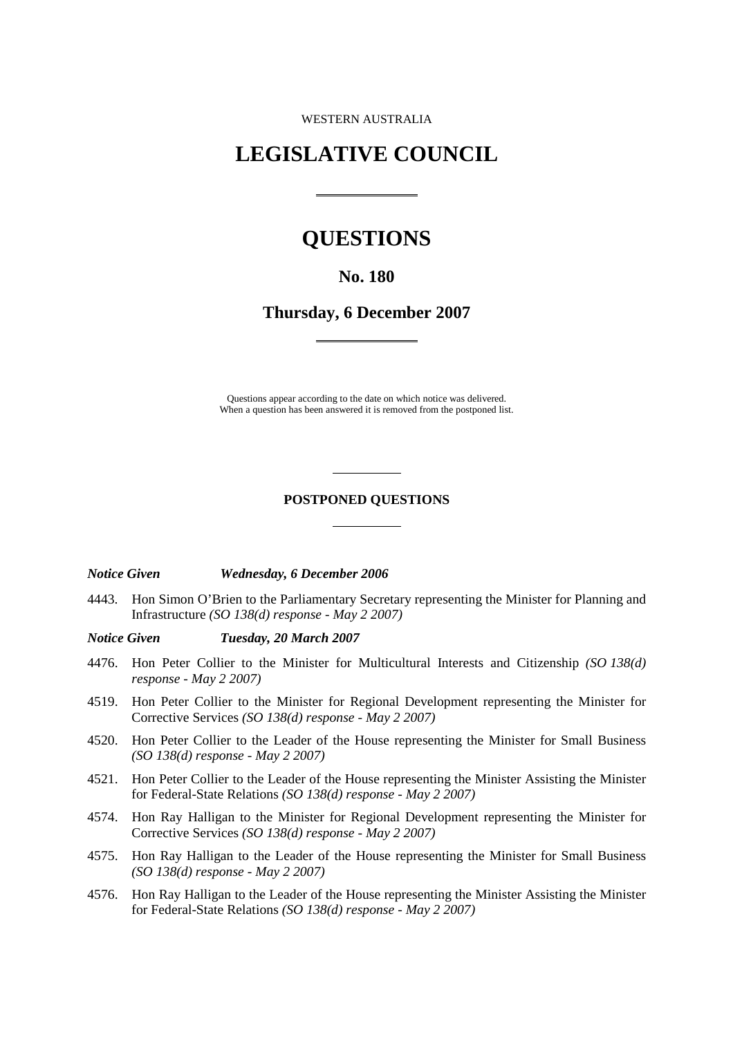WESTERN AUSTRALIA

# LEGISLATIVE COUNCIL

# QUESTIONS

## No. 180

## Thursday, 6 December 2007

Questions appear according to the date on which notice was delivered.
When a question has been answered it is removed from the postponed list.

### POSTPONED QUESTIONS

***Notice Given*** ***Wednesday, 6 December 2006***

4443. Hon Simon O'Brien to the Parliamentary Secretary representing the Minister for Planning and Infrastructure *(SO 138(d) response - May 2 2007)*

***Notice Given*** ***Tuesday, 20 March 2007***

4476. Hon Peter Collier to the Minister for Multicultural Interests and Citizenship *(SO 138(d) response - May 2 2007)*

4519. Hon Peter Collier to the Minister for Regional Development representing the Minister for Corrective Services *(SO 138(d) response - May 2 2007)*

4520. Hon Peter Collier to the Leader of the House representing the Minister for Small Business *(SO 138(d) response - May 2 2007)*

4521. Hon Peter Collier to the Leader of the House representing the Minister Assisting the Minister for Federal-State Relations *(SO 138(d) response - May 2 2007)*

4574. Hon Ray Halligan to the Minister for Regional Development representing the Minister for Corrective Services *(SO 138(d) response - May 2 2007)*

4575. Hon Ray Halligan to the Leader of the House representing the Minister for Small Business *(SO 138(d) response - May 2 2007)*

4576. Hon Ray Halligan to the Leader of the House representing the Minister Assisting the Minister for Federal-State Relations *(SO 138(d) response - May 2 2007)*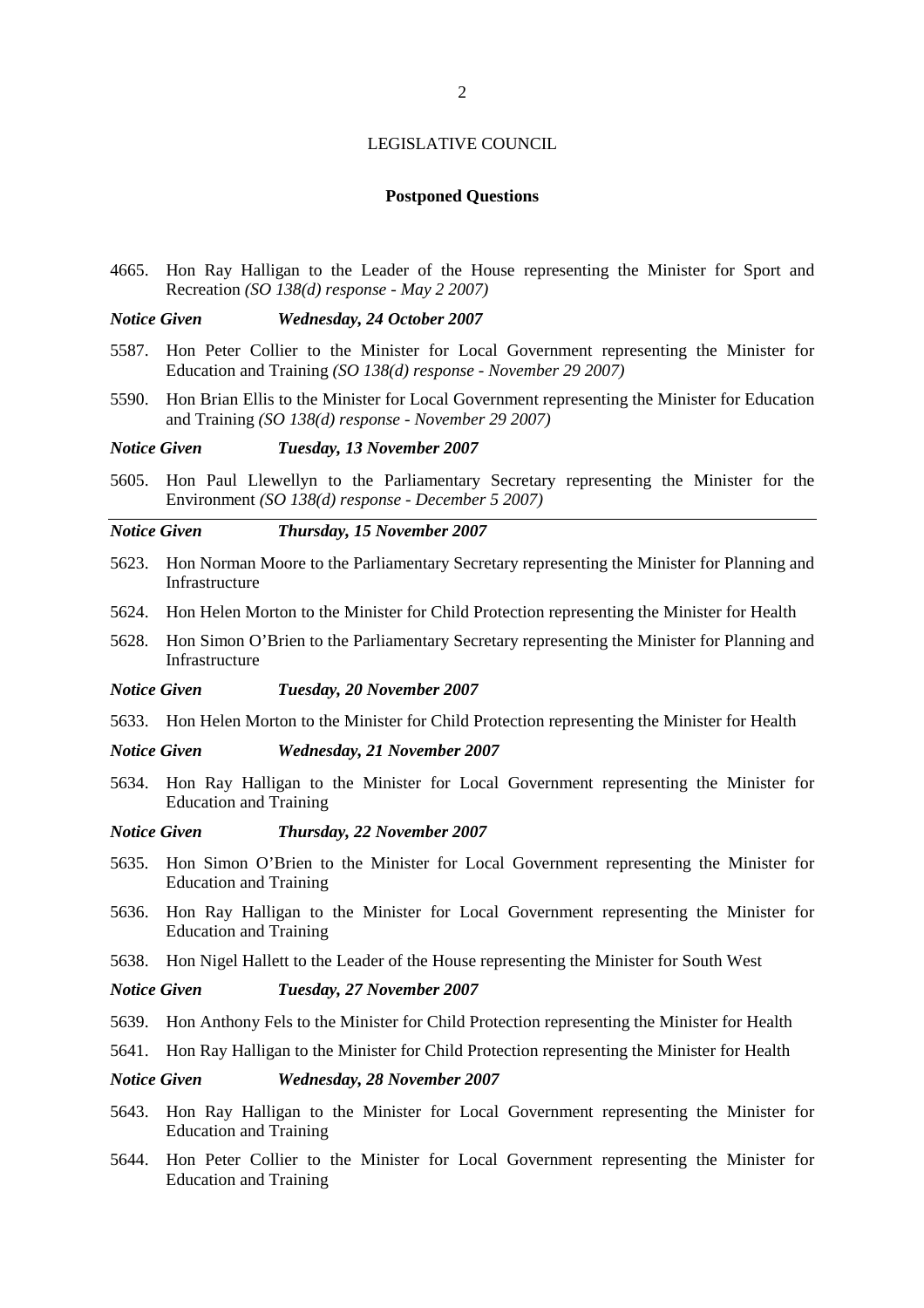LEGISLATIVE COUNCIL

**Postponed Questions**

4665. Hon Ray Halligan to the Leader of the House representing the Minister for Sport and Recreation *(SO 138(d) response - May 2 2007)*

***Notice Given Wednesday, 24 October 2007***

5587. Hon Peter Collier to the Minister for Local Government representing the Minister for Education and Training *(SO 138(d) response - November 29 2007)*

5590. Hon Brian Ellis to the Minister for Local Government representing the Minister for Education and Training *(SO 138(d) response - November 29 2007)*

***Notice Given Tuesday, 13 November 2007***

5605. Hon Paul Llewellyn to the Parliamentary Secretary representing the Minister for the Environment *(SO 138(d) response - December 5 2007)*

---

***Notice Given Thursday, 15 November 2007***

5623. Hon Norman Moore to the Parliamentary Secretary representing the Minister for Planning and Infrastructure

5624. Hon Helen Morton to the Minister for Child Protection representing the Minister for Health

5628. Hon Simon O'Brien to the Parliamentary Secretary representing the Minister for Planning and Infrastructure

***Notice Given Tuesday, 20 November 2007***

5633. Hon Helen Morton to the Minister for Child Protection representing the Minister for Health

***Notice Given Wednesday, 21 November 2007***

5634. Hon Ray Halligan to the Minister for Local Government representing the Minister for Education and Training

***Notice Given Thursday, 22 November 2007***

5635. Hon Simon O'Brien to the Minister for Local Government representing the Minister for Education and Training

5636. Hon Ray Halligan to the Minister for Local Government representing the Minister for Education and Training

5638. Hon Nigel Hallett to the Leader of the House representing the Minister for South West

***Notice Given Tuesday, 27 November 2007***

5639. Hon Anthony Fels to the Minister for Child Protection representing the Minister for Health

5641. Hon Ray Halligan to the Minister for Child Protection representing the Minister for Health

***Notice Given Wednesday, 28 November 2007***

5643. Hon Ray Halligan to the Minister for Local Government representing the Minister for Education and Training

5644. Hon Peter Collier to the Minister for Local Government representing the Minister for Education and Training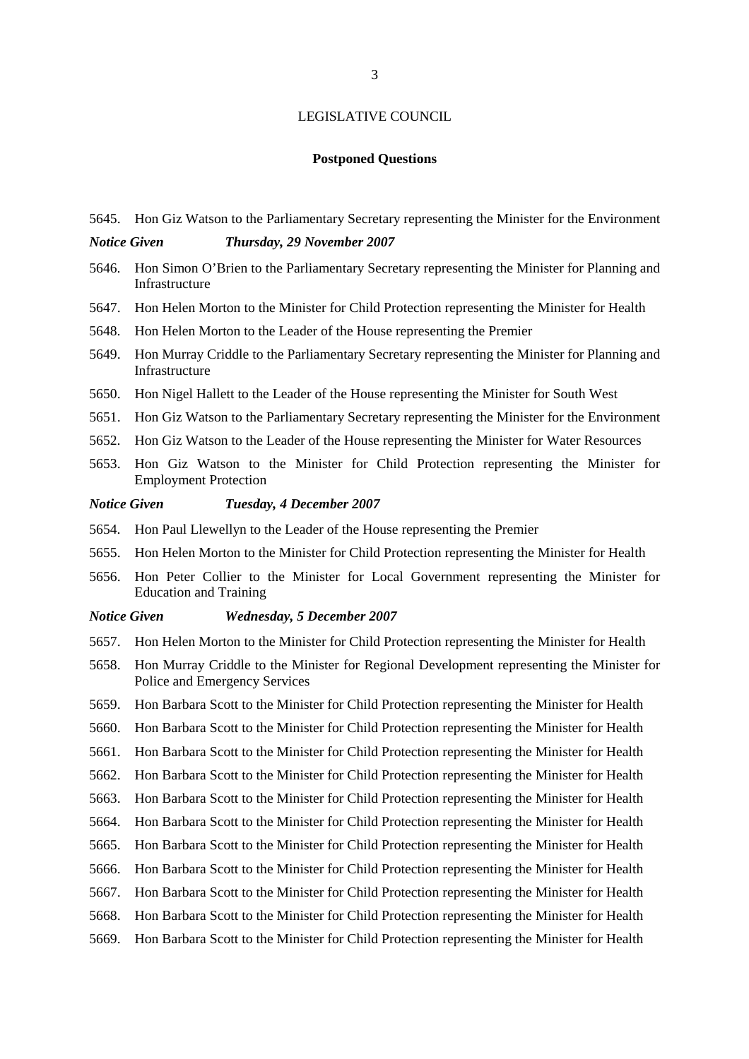LEGISLATIVE COUNCIL

## Postponed Questions

5645. Hon Giz Watson to the Parliamentary Secretary representing the Minister for the Environment

***Notice Given Thursday, 29 November 2007***

5646. Hon Simon O'Brien to the Parliamentary Secretary representing the Minister for Planning and Infrastructure
5647. Hon Helen Morton to the Minister for Child Protection representing the Minister for Health
5648. Hon Helen Morton to the Leader of the House representing the Premier
5649. Hon Murray Criddle to the Parliamentary Secretary representing the Minister for Planning and Infrastructure
5650. Hon Nigel Hallett to the Leader of the House representing the Minister for South West
5651. Hon Giz Watson to the Parliamentary Secretary representing the Minister for the Environment
5652. Hon Giz Watson to the Leader of the House representing the Minister for Water Resources
5653. Hon Giz Watson to the Minister for Child Protection representing the Minister for Employment Protection

***Notice Given Tuesday, 4 December 2007***

5654. Hon Paul Llewellyn to the Leader of the House representing the Premier
5655. Hon Helen Morton to the Minister for Child Protection representing the Minister for Health
5656. Hon Peter Collier to the Minister for Local Government representing the Minister for Education and Training

***Notice Given Wednesday, 5 December 2007***

5657. Hon Helen Morton to the Minister for Child Protection representing the Minister for Health
5658. Hon Murray Criddle to the Minister for Regional Development representing the Minister for Police and Emergency Services
5659. Hon Barbara Scott to the Minister for Child Protection representing the Minister for Health
5660. Hon Barbara Scott to the Minister for Child Protection representing the Minister for Health
5661. Hon Barbara Scott to the Minister for Child Protection representing the Minister for Health
5662. Hon Barbara Scott to the Minister for Child Protection representing the Minister for Health
5663. Hon Barbara Scott to the Minister for Child Protection representing the Minister for Health
5664. Hon Barbara Scott to the Minister for Child Protection representing the Minister for Health
5665. Hon Barbara Scott to the Minister for Child Protection representing the Minister for Health
5666. Hon Barbara Scott to the Minister for Child Protection representing the Minister for Health
5667. Hon Barbara Scott to the Minister for Child Protection representing the Minister for Health
5668. Hon Barbara Scott to the Minister for Child Protection representing the Minister for Health
5669. Hon Barbara Scott to the Minister for Child Protection representing the Minister for Health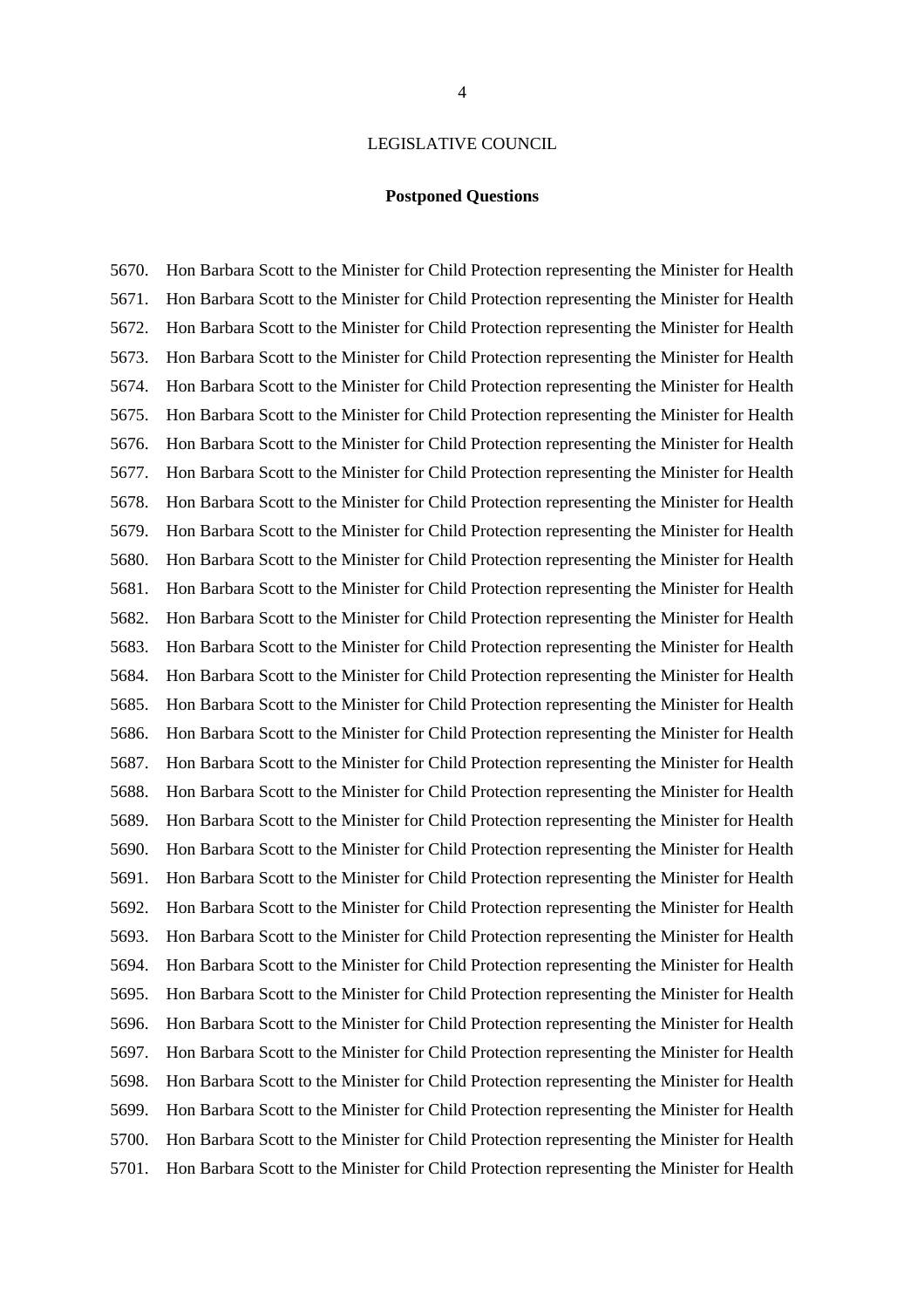LEGISLATIVE COUNCIL

**Postponed Questions**

5670. Hon Barbara Scott to the Minister for Child Protection representing the Minister for Health
5671. Hon Barbara Scott to the Minister for Child Protection representing the Minister for Health
5672. Hon Barbara Scott to the Minister for Child Protection representing the Minister for Health
5673. Hon Barbara Scott to the Minister for Child Protection representing the Minister for Health
5674. Hon Barbara Scott to the Minister for Child Protection representing the Minister for Health
5675. Hon Barbara Scott to the Minister for Child Protection representing the Minister for Health
5676. Hon Barbara Scott to the Minister for Child Protection representing the Minister for Health
5677. Hon Barbara Scott to the Minister for Child Protection representing the Minister for Health
5678. Hon Barbara Scott to the Minister for Child Protection representing the Minister for Health
5679. Hon Barbara Scott to the Minister for Child Protection representing the Minister for Health
5680. Hon Barbara Scott to the Minister for Child Protection representing the Minister for Health
5681. Hon Barbara Scott to the Minister for Child Protection representing the Minister for Health
5682. Hon Barbara Scott to the Minister for Child Protection representing the Minister for Health
5683. Hon Barbara Scott to the Minister for Child Protection representing the Minister for Health
5684. Hon Barbara Scott to the Minister for Child Protection representing the Minister for Health
5685. Hon Barbara Scott to the Minister for Child Protection representing the Minister for Health
5686. Hon Barbara Scott to the Minister for Child Protection representing the Minister for Health
5687. Hon Barbara Scott to the Minister for Child Protection representing the Minister for Health
5688. Hon Barbara Scott to the Minister for Child Protection representing the Minister for Health
5689. Hon Barbara Scott to the Minister for Child Protection representing the Minister for Health
5690. Hon Barbara Scott to the Minister for Child Protection representing the Minister for Health
5691. Hon Barbara Scott to the Minister for Child Protection representing the Minister for Health
5692. Hon Barbara Scott to the Minister for Child Protection representing the Minister for Health
5693. Hon Barbara Scott to the Minister for Child Protection representing the Minister for Health
5694. Hon Barbara Scott to the Minister for Child Protection representing the Minister for Health
5695. Hon Barbara Scott to the Minister for Child Protection representing the Minister for Health
5696. Hon Barbara Scott to the Minister for Child Protection representing the Minister for Health
5697. Hon Barbara Scott to the Minister for Child Protection representing the Minister for Health
5698. Hon Barbara Scott to the Minister for Child Protection representing the Minister for Health
5699. Hon Barbara Scott to the Minister for Child Protection representing the Minister for Health
5700. Hon Barbara Scott to the Minister for Child Protection representing the Minister for Health
5701. Hon Barbara Scott to the Minister for Child Protection representing the Minister for Health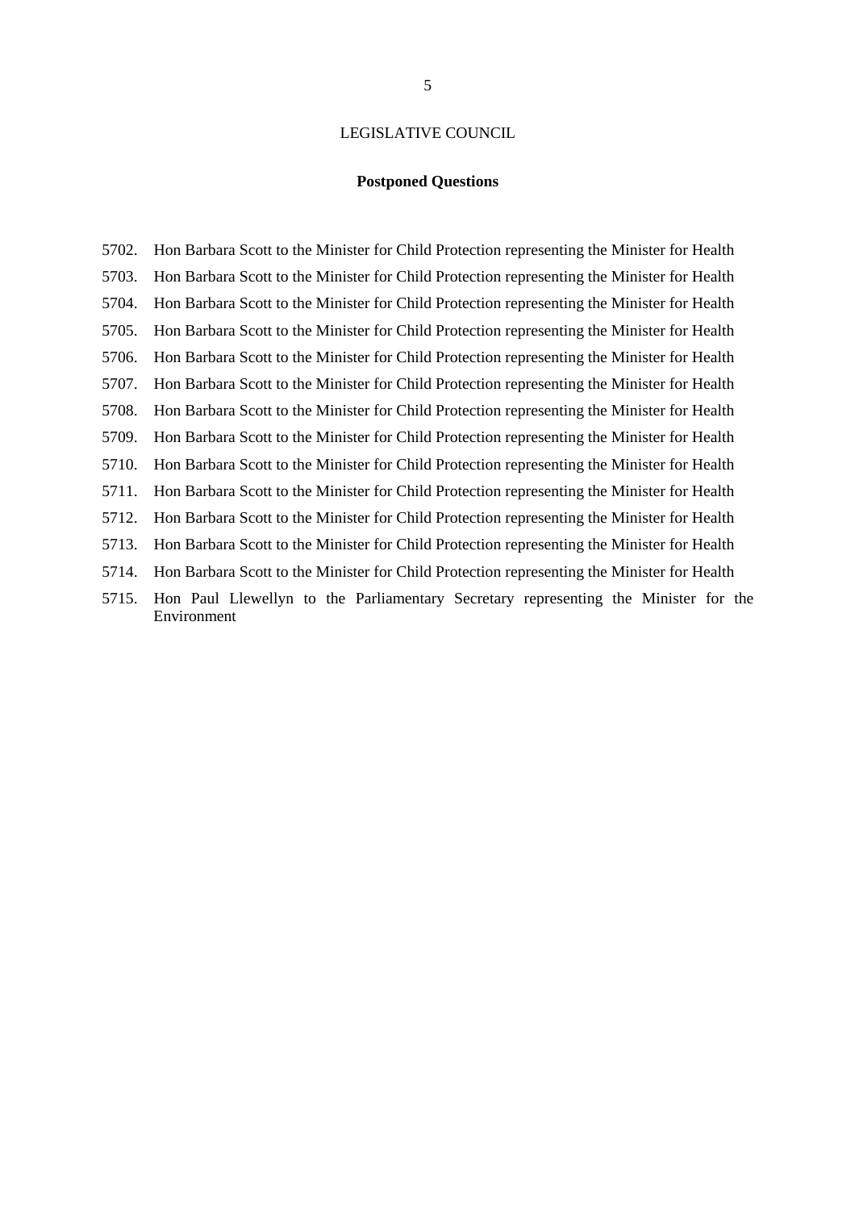LEGISLATIVE COUNCIL

## Postponed Questions

5702. Hon Barbara Scott to the Minister for Child Protection representing the Minister for Health
5703. Hon Barbara Scott to the Minister for Child Protection representing the Minister for Health
5704. Hon Barbara Scott to the Minister for Child Protection representing the Minister for Health
5705. Hon Barbara Scott to the Minister for Child Protection representing the Minister for Health
5706. Hon Barbara Scott to the Minister for Child Protection representing the Minister for Health
5707. Hon Barbara Scott to the Minister for Child Protection representing the Minister for Health
5708. Hon Barbara Scott to the Minister for Child Protection representing the Minister for Health
5709. Hon Barbara Scott to the Minister for Child Protection representing the Minister for Health
5710. Hon Barbara Scott to the Minister for Child Protection representing the Minister for Health
5711. Hon Barbara Scott to the Minister for Child Protection representing the Minister for Health
5712. Hon Barbara Scott to the Minister for Child Protection representing the Minister for Health
5713. Hon Barbara Scott to the Minister for Child Protection representing the Minister for Health
5714. Hon Barbara Scott to the Minister for Child Protection representing the Minister for Health
5715. Hon Paul Llewellyn to the Parliamentary Secretary representing the Minister for the Environment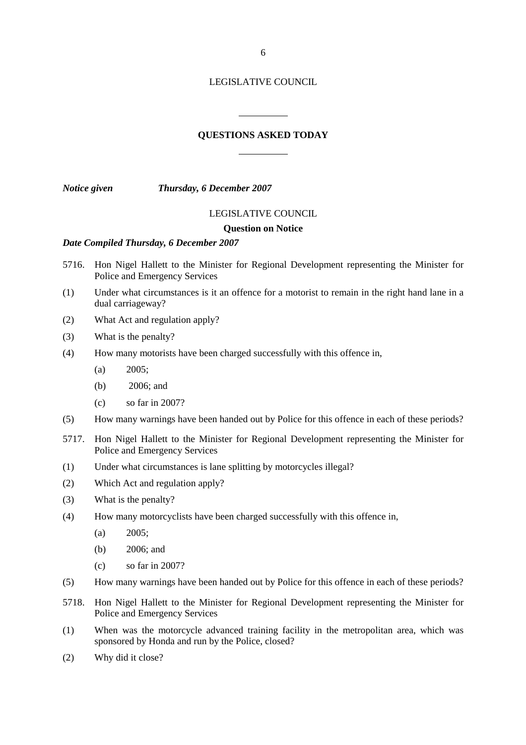LEGISLATIVE COUNCIL

---

## QUESTIONS ASKED TODAY

---

***Notice given*** ***Thursday, 6 December 2007***

LEGISLATIVE COUNCIL

**Question on Notice**

***Date Compiled Thursday, 6 December 2007***

5716. Hon Nigel Hallett to the Minister for Regional Development representing the Minister for Police and Emergency Services

(1) Under what circumstances is it an offence for a motorist to remain in the right hand lane in a dual carriageway?

(2) What Act and regulation apply?

(3) What is the penalty?

(4) How many motorists have been charged successfully with this offence in,

   (a) 2005;

   (b) 2006; and

   (c) so far in 2007?

(5) How many warnings have been handed out by Police for this offence in each of these periods?

5717. Hon Nigel Hallett to the Minister for Regional Development representing the Minister for Police and Emergency Services

(1) Under what circumstances is lane splitting by motorcycles illegal?

(2) Which Act and regulation apply?

(3) What is the penalty?

(4) How many motorcyclists have been charged successfully with this offence in,

   (a) 2005;

   (b) 2006; and

   (c) so far in 2007?

(5) How many warnings have been handed out by Police for this offence in each of these periods?

5718. Hon Nigel Hallett to the Minister for Regional Development representing the Minister for Police and Emergency Services

(1) When was the motorcycle advanced training facility in the metropolitan area, which was sponsored by Honda and run by the Police, closed?

(2) Why did it close?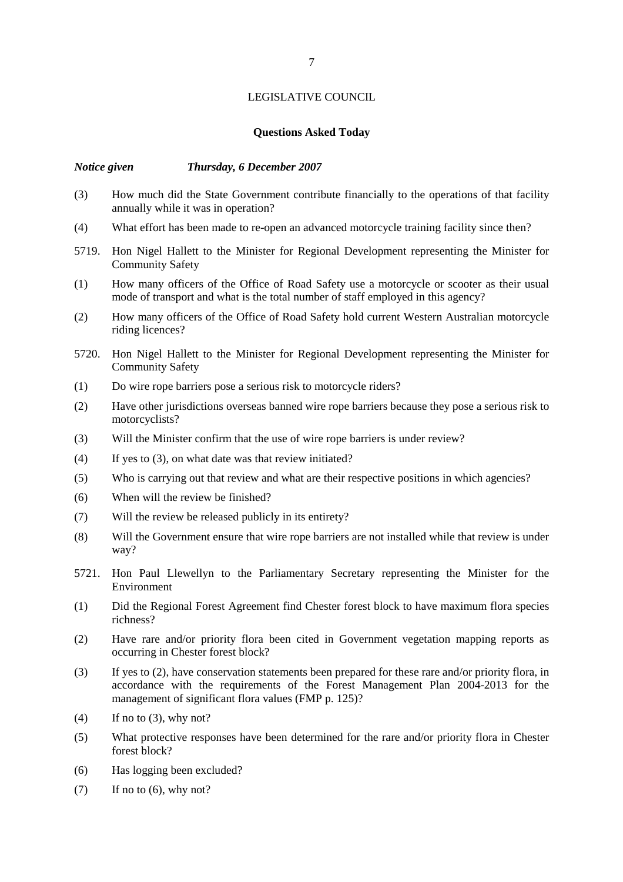LEGISLATIVE COUNCIL

**Questions Asked Today**

***Notice given Thursday, 6 December 2007***

(3) How much did the State Government contribute financially to the operations of that facility annually while it was in operation?

(4) What effort has been made to re-open an advanced motorcycle training facility since then?

5719. Hon Nigel Hallett to the Minister for Regional Development representing the Minister for Community Safety

(1) How many officers of the Office of Road Safety use a motorcycle or scooter as their usual mode of transport and what is the total number of staff employed in this agency?

(2) How many officers of the Office of Road Safety hold current Western Australian motorcycle riding licences?

5720. Hon Nigel Hallett to the Minister for Regional Development representing the Minister for Community Safety

(1) Do wire rope barriers pose a serious risk to motorcycle riders?

(2) Have other jurisdictions overseas banned wire rope barriers because they pose a serious risk to motorcyclists?

(3) Will the Minister confirm that the use of wire rope barriers is under review?

(4) If yes to (3), on what date was that review initiated?

(5) Who is carrying out that review and what are their respective positions in which agencies?

(6) When will the review be finished?

(7) Will the review be released publicly in its entirety?

(8) Will the Government ensure that wire rope barriers are not installed while that review is under way?

5721. Hon Paul Llewellyn to the Parliamentary Secretary representing the Minister for the Environment

(1) Did the Regional Forest Agreement find Chester forest block to have maximum flora species richness?

(2) Have rare and/or priority flora been cited in Government vegetation mapping reports as occurring in Chester forest block?

(3) If yes to (2), have conservation statements been prepared for these rare and/or priority flora, in accordance with the requirements of the Forest Management Plan 2004-2013 for the management of significant flora values (FMP p. 125)?

(4) If no to (3), why not?

(5) What protective responses have been determined for the rare and/or priority flora in Chester forest block?

(6) Has logging been excluded?

(7) If no to (6), why not?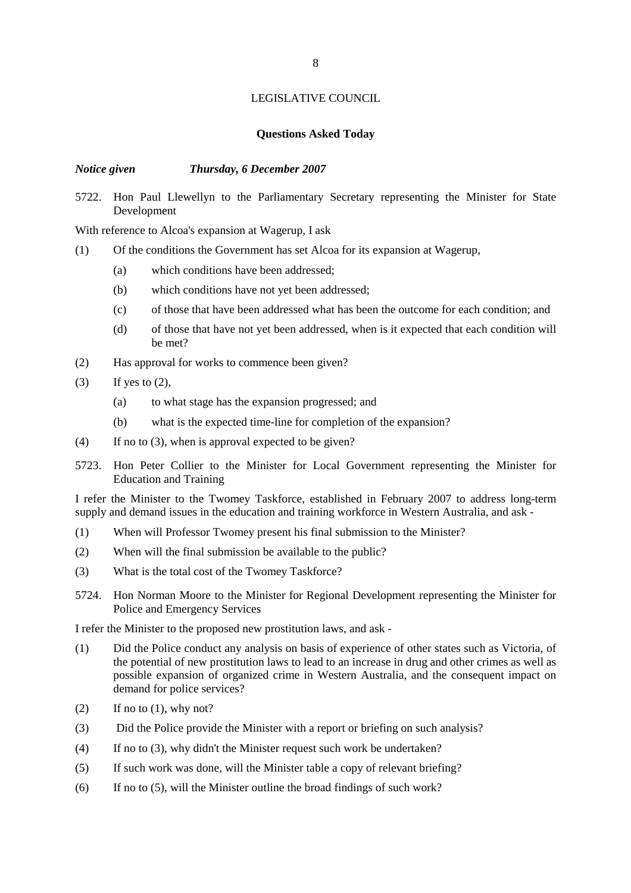LEGISLATIVE COUNCIL

**Questions Asked Today**

***Notice given Thursday, 6 December 2007***

5722. Hon Paul Llewellyn to the Parliamentary Secretary representing the Minister for State Development

With reference to Alcoa's expansion at Wagerup, I ask

(1) Of the conditions the Government has set Alcoa for its expansion at Wagerup,

(a) which conditions have been addressed;

(b) which conditions have not yet been addressed;

(c) of those that have been addressed what has been the outcome for each condition; and

(d) of those that have not yet been addressed, when is it expected that each condition will be met?

(2) Has approval for works to commence been given?

(3) If yes to (2),

(a) to what stage has the expansion progressed; and

(b) what is the expected time-line for completion of the expansion?

(4) If no to (3), when is approval expected to be given?

5723. Hon Peter Collier to the Minister for Local Government representing the Minister for Education and Training

I refer the Minister to the Twomey Taskforce, established in February 2007 to address long-term supply and demand issues in the education and training workforce in Western Australia, and ask -

(1) When will Professor Twomey present his final submission to the Minister?

(2) When will the final submission be available to the public?

(3) What is the total cost of the Twomey Taskforce?

5724. Hon Norman Moore to the Minister for Regional Development representing the Minister for Police and Emergency Services

I refer the Minister to the proposed new prostitution laws, and ask -

(1) Did the Police conduct any analysis on basis of experience of other states such as Victoria, of the potential of new prostitution laws to lead to an increase in drug and other crimes as well as possible expansion of organized crime in Western Australia, and the consequent impact on demand for police services?

(2) If no to (1), why not?

(3) Did the Police provide the Minister with a report or briefing on such analysis?

(4) If no to (3), why didn't the Minister request such work be undertaken?

(5) If such work was done, will the Minister table a copy of relevant briefing?

(6) If no to (5), will the Minister outline the broad findings of such work?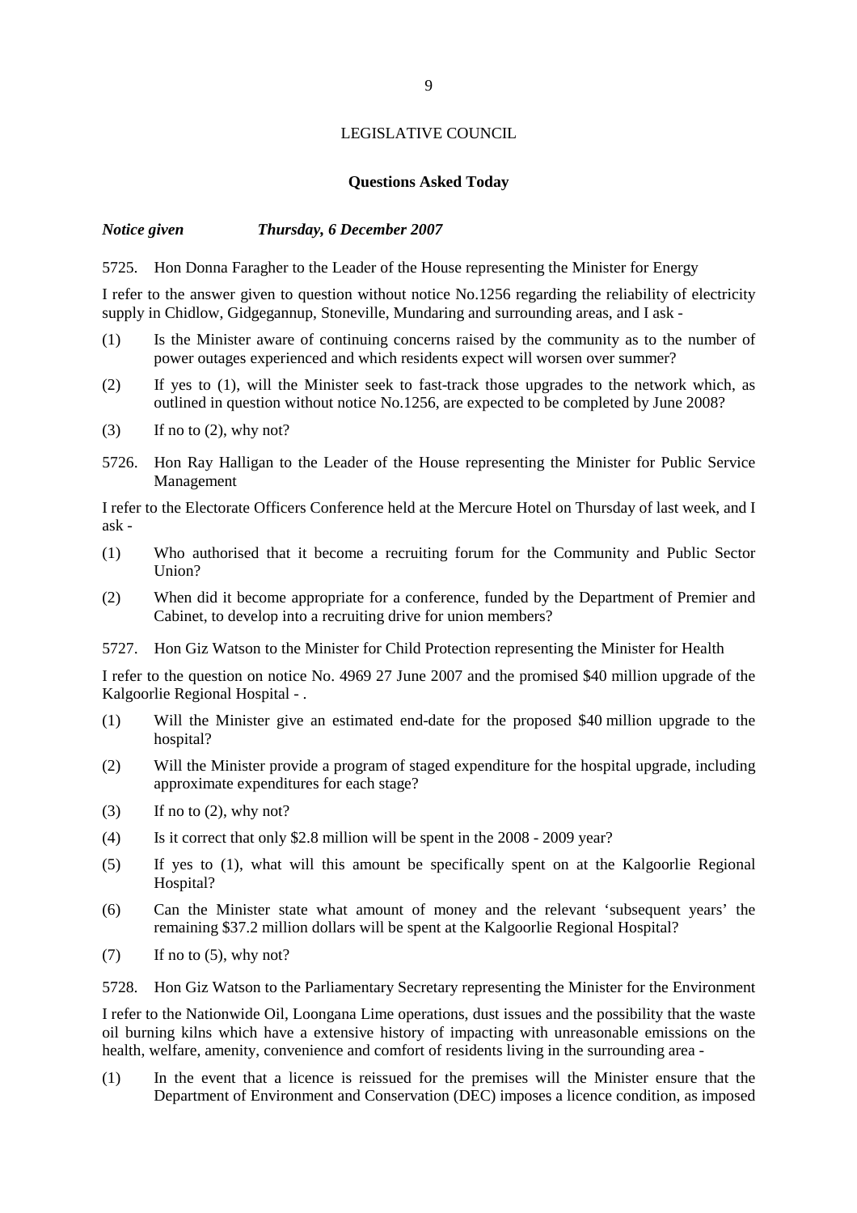LEGISLATIVE COUNCIL

**Questions Asked Today**

***Notice given Thursday, 6 December 2007***

5725. Hon Donna Faragher to the Leader of the House representing the Minister for Energy

I refer to the answer given to question without notice No.1256 regarding the reliability of electricity supply in Chidlow, Gidgegannup, Stoneville, Mundaring and surrounding areas, and I ask -

(1) Is the Minister aware of continuing concerns raised by the community as to the number of power outages experienced and which residents expect will worsen over summer?

(2) If yes to (1), will the Minister seek to fast-track those upgrades to the network which, as outlined in question without notice No.1256, are expected to be completed by June 2008?

(3) If no to (2), why not?

5726. Hon Ray Halligan to the Leader of the House representing the Minister for Public Service Management

I refer to the Electorate Officers Conference held at the Mercure Hotel on Thursday of last week, and I ask -

(1) Who authorised that it become a recruiting forum for the Community and Public Sector Union?

(2) When did it become appropriate for a conference, funded by the Department of Premier and Cabinet, to develop into a recruiting drive for union members?

5727. Hon Giz Watson to the Minister for Child Protection representing the Minister for Health

I refer to the question on notice No. 4969 27 June 2007 and the promised $40 million upgrade of the Kalgoorlie Regional Hospital - .

(1) Will the Minister give an estimated end-date for the proposed $40 million upgrade to the hospital?

(2) Will the Minister provide a program of staged expenditure for the hospital upgrade, including approximate expenditures for each stage?

(3) If no to (2), why not?

(4) Is it correct that only $2.8 million will be spent in the 2008 - 2009 year?

(5) If yes to (1), what will this amount be specifically spent on at the Kalgoorlie Regional Hospital?

(6) Can the Minister state what amount of money and the relevant 'subsequent years' the remaining $37.2 million dollars will be spent at the Kalgoorlie Regional Hospital?

(7) If no to (5), why not?

5728. Hon Giz Watson to the Parliamentary Secretary representing the Minister for the Environment

I refer to the Nationwide Oil, Loongana Lime operations, dust issues and the possibility that the waste oil burning kilns which have a extensive history of impacting with unreasonable emissions on the health, welfare, amenity, convenience and comfort of residents living in the surrounding area -

(1) In the event that a licence is reissued for the premises will the Minister ensure that the Department of Environment and Conservation (DEC) imposes a licence condition, as imposed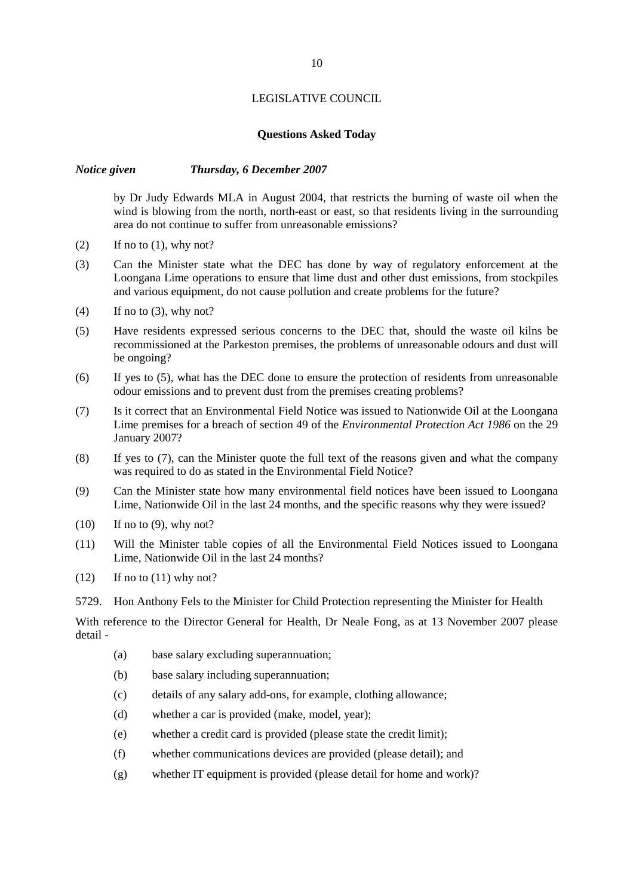LEGISLATIVE COUNCIL

**Questions Asked Today**

***Notice given Thursday, 6 December 2007***

by Dr Judy Edwards MLA in August 2004, that restricts the burning of waste oil when the wind is blowing from the north, north-east or east, so that residents living in the surrounding area do not continue to suffer from unreasonable emissions?

(2) If no to (1), why not?

(3) Can the Minister state what the DEC has done by way of regulatory enforcement at the Loongana Lime operations to ensure that lime dust and other dust emissions, from stockpiles and various equipment, do not cause pollution and create problems for the future?

(4) If no to (3), why not?

(5) Have residents expressed serious concerns to the DEC that, should the waste oil kilns be recommissioned at the Parkeston premises, the problems of unreasonable odours and dust will be ongoing?

(6) If yes to (5), what has the DEC done to ensure the protection of residents from unreasonable odour emissions and to prevent dust from the premises creating problems?

(7) Is it correct that an Environmental Field Notice was issued to Nationwide Oil at the Loongana Lime premises for a breach of section 49 of the *Environmental Protection Act 1986* on the 29 January 2007?

(8) If yes to (7), can the Minister quote the full text of the reasons given and what the company was required to do as stated in the Environmental Field Notice?

(9) Can the Minister state how many environmental field notices have been issued to Loongana Lime, Nationwide Oil in the last 24 months, and the specific reasons why they were issued?

(10) If no to (9), why not?

(11) Will the Minister table copies of all the Environmental Field Notices issued to Loongana Lime, Nationwide Oil in the last 24 months?

(12) If no to (11) why not?

5729. Hon Anthony Fels to the Minister for Child Protection representing the Minister for Health

With reference to the Director General for Health, Dr Neale Fong, as at 13 November 2007 please detail -

(a) base salary excluding superannuation;

(b) base salary including superannuation;

(c) details of any salary add-ons, for example, clothing allowance;

(d) whether a car is provided (make, model, year);

(e) whether a credit card is provided (please state the credit limit);

(f) whether communications devices are provided (please detail); and

(g) whether IT equipment is provided (please detail for home and work)?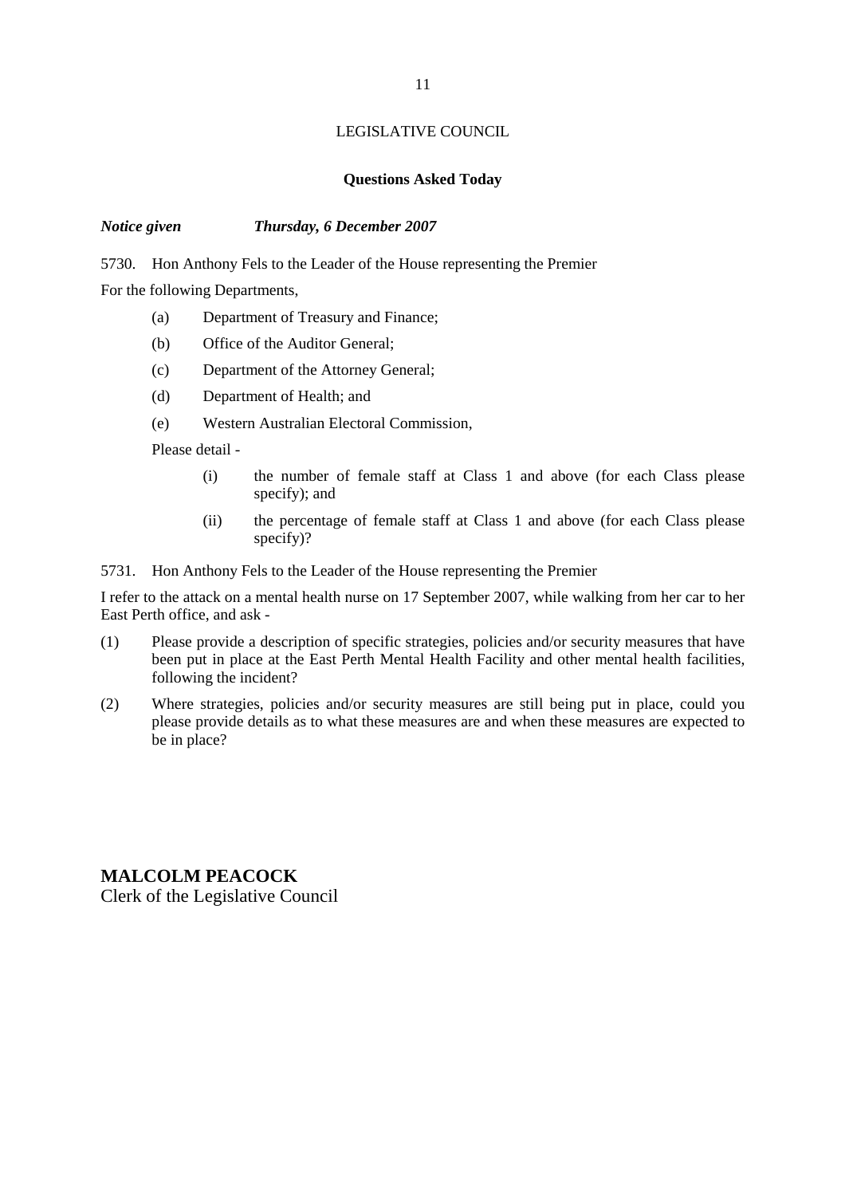LEGISLATIVE COUNCIL

**Questions Asked Today**

***Notice given*** ***Thursday, 6 December 2007***

5730. Hon Anthony Fels to the Leader of the House representing the Premier

For the following Departments,

(a) Department of Treasury and Finance;

(b) Office of the Auditor General;

(c) Department of the Attorney General;

(d) Department of Health; and

(e) Western Australian Electoral Commission,

Please detail -

(i) the number of female staff at Class 1 and above (for each Class please specify); and

(ii) the percentage of female staff at Class 1 and above (for each Class please specify)?

5731. Hon Anthony Fels to the Leader of the House representing the Premier

I refer to the attack on a mental health nurse on 17 September 2007, while walking from her car to her East Perth office, and ask -

(1) Please provide a description of specific strategies, policies and/or security measures that have been put in place at the East Perth Mental Health Facility and other mental health facilities, following the incident?

(2) Where strategies, policies and/or security measures are still being put in place, could you please provide details as to what these measures are and when these measures are expected to be in place?

**MALCOLM PEACOCK**
Clerk of the Legislative Council